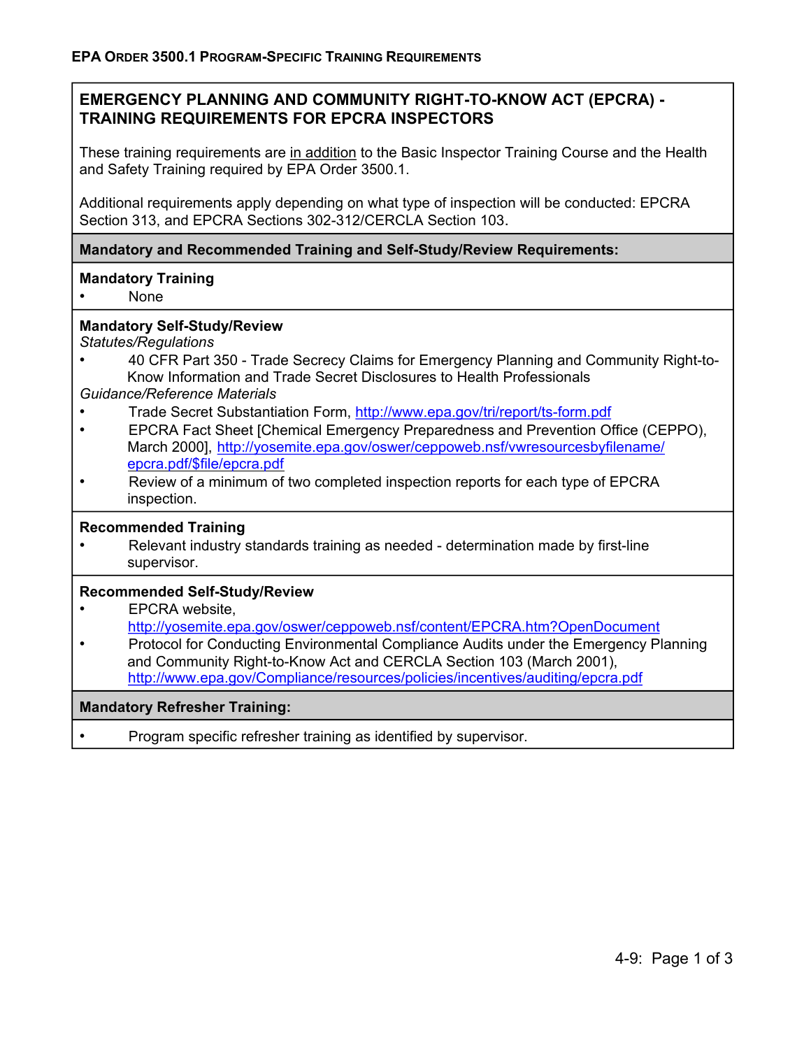# EMERGENCY PLANNING AND COMMUNITY RIGHT-TO-KNOW ACT (EPCRA) - TRAINING REQUIREMENTS FOR EPCRA INSPECTORS

These training requirements are in addition to the Basic Inspector Training Course and the Health and Safety Training required by EPA Order 3500.1.

Additional requirements apply depending on what type of inspection will be conducted: EPCRA Section 313, and EPCRA Sections 302-312/CERCLA Section 103.

## Mandatory and Recommended Training and Self-Study/Review Requirements:

### Mandatory Training

- None

### Mandatory Self-Study/Review

*Statutes/Regulations*

- 40 CFR Part 350 - Trade Secrecy Claims for Emergency Planning and Community Right-to-Know Information and Trade Secret Disclosures to Health Professionals

*Guidance/Reference Materials*

- Trade Secret Substantiation Form, http://www.epa.gov/tri/report/ts-form.pdf
- EPCRA Fact Sheet [Chemical Emergency Preparedness and Prevention Office (CEPPO), March 2000], http://yosemite.epa.gov/oswer/ceppoweb.nsf/vwresourcesbyfilename/epcra.pdf/$file/epcra.pdf
- Review of a minimum of two completed inspection reports for each type of EPCRA inspection.

### Recommended Training

- Relevant industry standards training as needed - determination made by first-line supervisor.

### Recommended Self-Study/Review

- EPCRA website, http://yosemite.epa.gov/oswer/ceppoweb.nsf/content/EPCRA.htm?OpenDocument
- Protocol for Conducting Environmental Compliance Audits under the Emergency Planning and Community Right-to-Know Act and CERCLA Section 103 (March 2001), http://www.epa.gov/Compliance/resources/policies/incentives/auditing/epcra.pdf

## Mandatory Refresher Training:

- Program specific refresher training as identified by supervisor.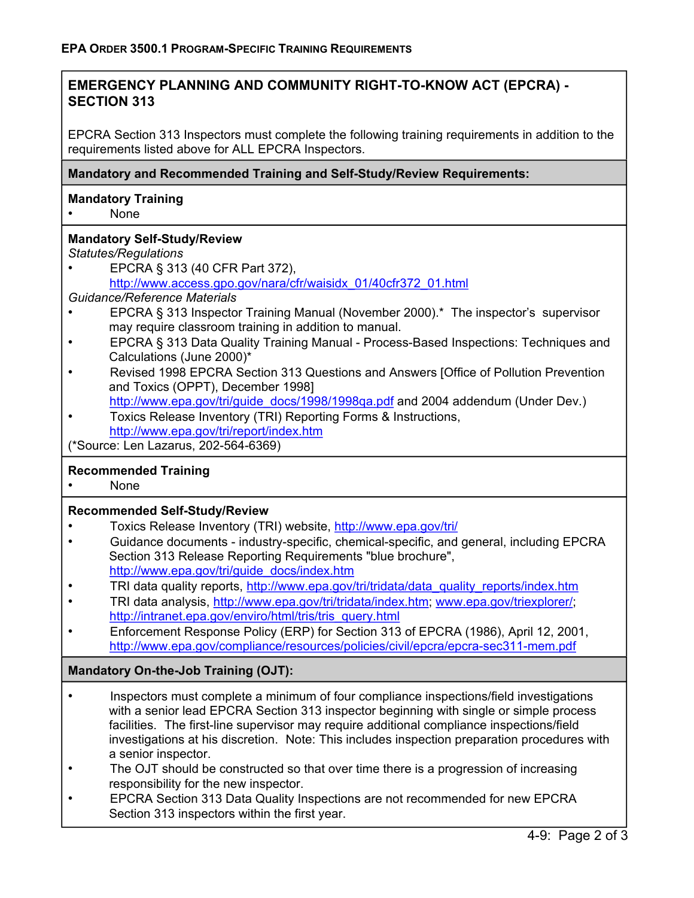## EMERGENCY PLANNING AND COMMUNITY RIGHT-TO-KNOW ACT (EPCRA) - SECTION 313

EPCRA Section 313 Inspectors must complete the following training requirements in addition to the requirements listed above for ALL EPCRA Inspectors.

### Mandatory and Recommended Training and Self-Study/Review Requirements:

**Mandatory Training**

- None

**Mandatory Self-Study/Review**

*Statutes/Regulations*

- EPCRA § 313 (40 CFR Part 372), http://www.access.gpo.gov/nara/cfr/waisidx_01/40cfr372_01.html

*Guidance/Reference Materials*

- EPCRA § 313 Inspector Training Manual (November 2000).* The inspector's supervisor may require classroom training in addition to manual.
- EPCRA § 313 Data Quality Training Manual - Process-Based Inspections: Techniques and Calculations (June 2000)*
- Revised 1998 EPCRA Section 313 Questions and Answers [Office of Pollution Prevention and Toxics (OPPT), December 1998] http://www.epa.gov/tri/guide_docs/1998/1998qa.pdf and 2004 addendum (Under Dev.)
- Toxics Release Inventory (TRI) Reporting Forms & Instructions, http://www.epa.gov/tri/report/index.htm

(*Source: Len Lazarus, 202-564-6369)

**Recommended Training**

- None

**Recommended Self-Study/Review**

- Toxics Release Inventory (TRI) website, http://www.epa.gov/tri/
- Guidance documents - industry-specific, chemical-specific, and general, including EPCRA Section 313 Release Reporting Requirements "blue brochure", http://www.epa.gov/tri/guide_docs/index.htm
- TRI data quality reports, http://www.epa.gov/tri/tridata/data_quality_reports/index.htm
- TRI data analysis, http://www.epa.gov/tri/tridata/index.htm; www.epa.gov/triexplorer/; http://intranet.epa.gov/enviro/html/tris/tris_query.html
- Enforcement Response Policy (ERP) for Section 313 of EPCRA (1986), April 12, 2001, http://www.epa.gov/compliance/resources/policies/civil/epcra/epcra-sec311-mem.pdf

### Mandatory On-the-Job Training (OJT):

- Inspectors must complete a minimum of four compliance inspections/field investigations with a senior lead EPCRA Section 313 inspector beginning with single or simple process facilities. The first-line supervisor may require additional compliance inspections/field investigations at his discretion. Note: This includes inspection preparation procedures with a senior inspector.
- The OJT should be constructed so that over time there is a progression of increasing responsibility for the new inspector.
- EPCRA Section 313 Data Quality Inspections are not recommended for new EPCRA Section 313 inspectors within the first year.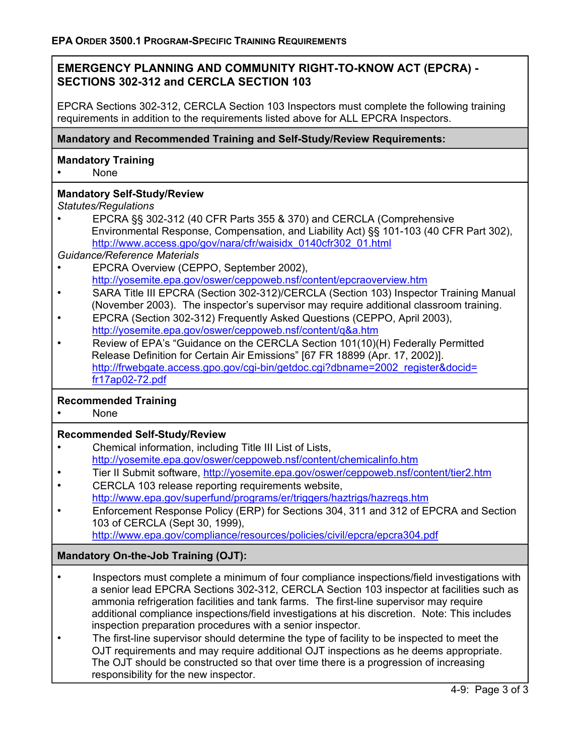## EMERGENCY PLANNING AND COMMUNITY RIGHT-TO-KNOW ACT (EPCRA) - SECTIONS 302-312 and CERCLA SECTION 103

EPCRA Sections 302-312, CERCLA Section 103 Inspectors must complete the following training requirements in addition to the requirements listed above for ALL EPCRA Inspectors.

### Mandatory and Recommended Training and Self-Study/Review Requirements:

**Mandatory Training**

- None

**Mandatory Self-Study/Review**

*Statutes/Regulations*

- EPCRA §§ 302-312 (40 CFR Parts 355 & 370) and CERCLA (Comprehensive Environmental Response, Compensation, and Liability Act) §§ 101-103 (40 CFR Part 302), http://www.access.gpo/gov/nara/cfr/waisidx_0140cfr302_01.html

*Guidance/Reference Materials*

- EPCRA Overview (CEPPO, September 2002), http://yosemite.epa.gov/oswer/ceppoweb.nsf/content/epcraoverview.htm
- SARA Title III EPCRA (Section 302-312)/CERCLA (Section 103) Inspector Training Manual (November 2003). The inspector's supervisor may require additional classroom training.
- EPCRA (Section 302-312) Frequently Asked Questions (CEPPO, April 2003), http://yosemite.epa.gov/oswer/ceppoweb.nsf/content/q&a.htm
- Review of EPA's "Guidance on the CERCLA Section 101(10)(H) Federally Permitted Release Definition for Certain Air Emissions" [67 FR 18899 (Apr. 17, 2002)]. http://frwebgate.access.gpo.gov/cgi-bin/getdoc.cgi?dbname=2002_register&docid=fr17ap02-72.pdf

**Recommended Training**

- None

**Recommended Self-Study/Review**

- Chemical information, including Title III List of Lists, http://yosemite.epa.gov/oswer/ceppoweb.nsf/content/chemicalinfo.htm
- Tier II Submit software, http://yosemite.epa.gov/oswer/ceppoweb.nsf/content/tier2.htm
- CERCLA 103 release reporting requirements website, http://www.epa.gov/superfund/programs/er/triggers/haztrigs/hazreqs.htm
- Enforcement Response Policy (ERP) for Sections 304, 311 and 312 of EPCRA and Section 103 of CERCLA (Sept 30, 1999), http://www.epa.gov/compliance/resources/policies/civil/epcra/epcra304.pdf

### Mandatory On-the-Job Training (OJT):

- Inspectors must complete a minimum of four compliance inspections/field investigations with a senior lead EPCRA Sections 302-312, CERCLA Section 103 inspector at facilities such as ammonia refrigeration facilities and tank farms. The first-line supervisor may require additional compliance inspections/field investigations at his discretion. Note: This includes inspection preparation procedures with a senior inspector.
- The first-line supervisor should determine the type of facility to be inspected to meet the OJT requirements and may require additional OJT inspections as he deems appropriate. The OJT should be constructed so that over time there is a progression of increasing responsibility for the new inspector.